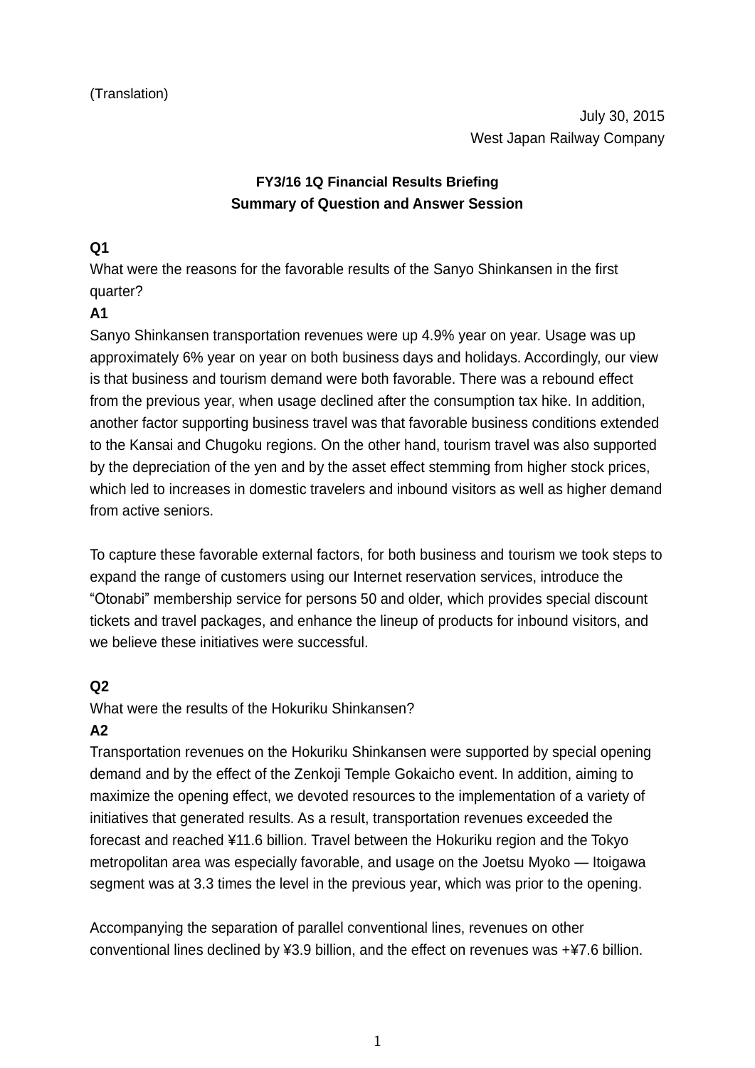(Translation)

July 30, 2015
West Japan Railway Company

## FY3/16 1Q Financial Results Briefing
## Summary of Question and Answer Session

**Q1**
What were the reasons for the favorable results of the Sanyo Shinkansen in the first quarter?

**A1**
Sanyo Shinkansen transportation revenues were up 4.9% year on year. Usage was up approximately 6% year on year on both business days and holidays. Accordingly, our view is that business and tourism demand were both favorable. There was a rebound effect from the previous year, when usage declined after the consumption tax hike. In addition, another factor supporting business travel was that favorable business conditions extended to the Kansai and Chugoku regions. On the other hand, tourism travel was also supported by the depreciation of the yen and by the asset effect stemming from higher stock prices, which led to increases in domestic travelers and inbound visitors as well as higher demand from active seniors.

To capture these favorable external factors, for both business and tourism we took steps to expand the range of customers using our Internet reservation services, introduce the "Otonabi" membership service for persons 50 and older, which provides special discount tickets and travel packages, and enhance the lineup of products for inbound visitors, and we believe these initiatives were successful.

**Q2**
What were the results of the Hokuriku Shinkansen?

**A2**
Transportation revenues on the Hokuriku Shinkansen were supported by special opening demand and by the effect of the Zenkoji Temple Gokaicho event. In addition, aiming to maximize the opening effect, we devoted resources to the implementation of a variety of initiatives that generated results. As a result, transportation revenues exceeded the forecast and reached ¥11.6 billion. Travel between the Hokuriku region and the Tokyo metropolitan area was especially favorable, and usage on the Joetsu Myoko — Itoigawa segment was at 3.3 times the level in the previous year, which was prior to the opening.

Accompanying the separation of parallel conventional lines, revenues on other conventional lines declined by ¥3.9 billion, and the effect on revenues was +¥7.6 billion.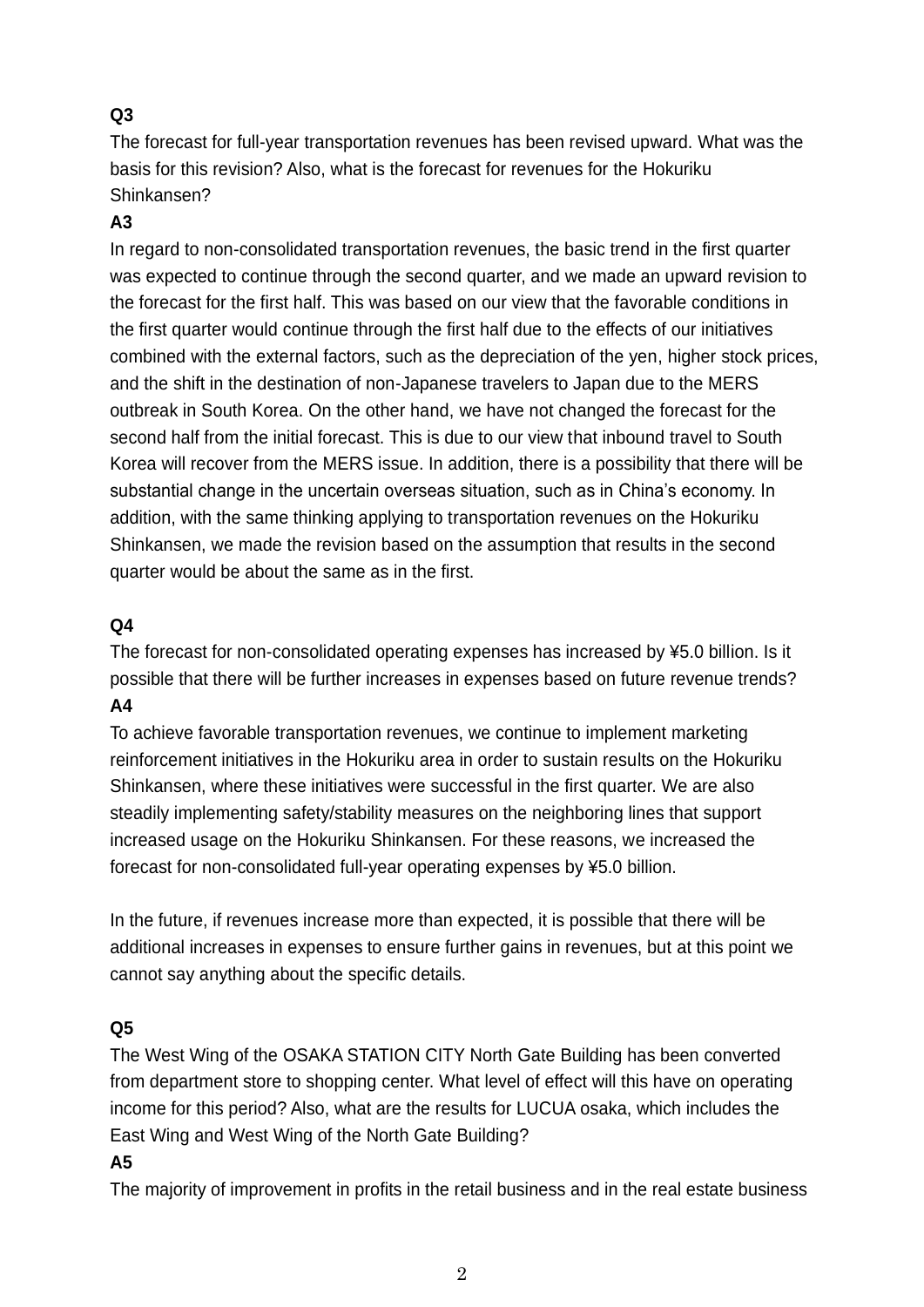**Q3**

The forecast for full-year transportation revenues has been revised upward. What was the basis for this revision? Also, what is the forecast for revenues for the Hokuriku Shinkansen?

**A3**

In regard to non-consolidated transportation revenues, the basic trend in the first quarter was expected to continue through the second quarter, and we made an upward revision to the forecast for the first half. This was based on our view that the favorable conditions in the first quarter would continue through the first half due to the effects of our initiatives combined with the external factors, such as the depreciation of the yen, higher stock prices, and the shift in the destination of non-Japanese travelers to Japan due to the MERS outbreak in South Korea. On the other hand, we have not changed the forecast for the second half from the initial forecast. This is due to our view that inbound travel to South Korea will recover from the MERS issue. In addition, there is a possibility that there will be substantial change in the uncertain overseas situation, such as in China's economy. In addition, with the same thinking applying to transportation revenues on the Hokuriku Shinkansen, we made the revision based on the assumption that results in the second quarter would be about the same as in the first.

**Q4**

The forecast for non-consolidated operating expenses has increased by ¥5.0 billion. Is it possible that there will be further increases in expenses based on future revenue trends?

**A4**

To achieve favorable transportation revenues, we continue to implement marketing reinforcement initiatives in the Hokuriku area in order to sustain results on the Hokuriku Shinkansen, where these initiatives were successful in the first quarter. We are also steadily implementing safety/stability measures on the neighboring lines that support increased usage on the Hokuriku Shinkansen. For these reasons, we increased the forecast for non-consolidated full-year operating expenses by ¥5.0 billion.

In the future, if revenues increase more than expected, it is possible that there will be additional increases in expenses to ensure further gains in revenues, but at this point we cannot say anything about the specific details.

**Q5**

The West Wing of the OSAKA STATION CITY North Gate Building has been converted from department store to shopping center. What level of effect will this have on operating income for this period? Also, what are the results for LUCUA osaka, which includes the East Wing and West Wing of the North Gate Building?

**A5**

The majority of improvement in profits in the retail business and in the real estate business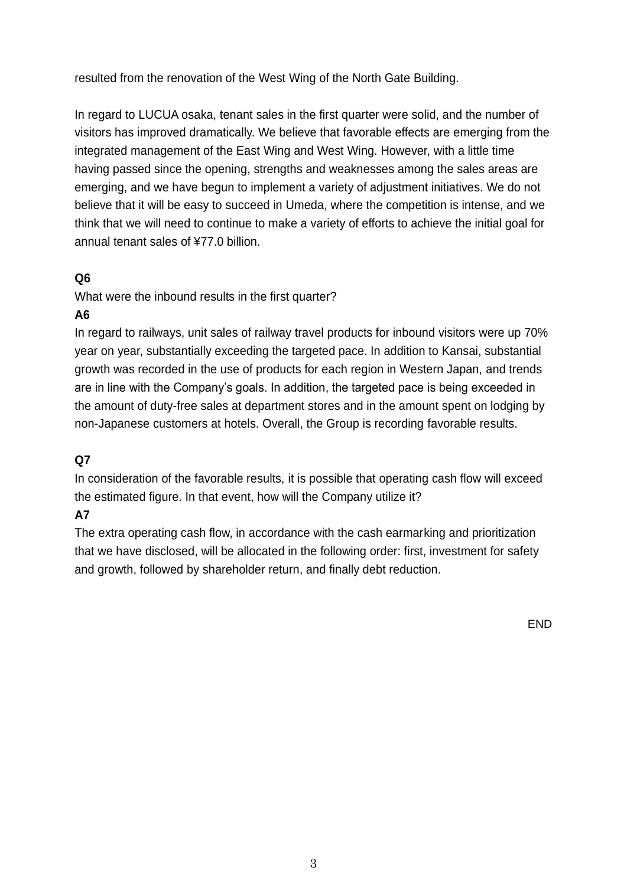resulted from the renovation of the West Wing of the North Gate Building.

In regard to LUCUA osaka, tenant sales in the first quarter were solid, and the number of visitors has improved dramatically. We believe that favorable effects are emerging from the integrated management of the East Wing and West Wing. However, with a little time having passed since the opening, strengths and weaknesses among the sales areas are emerging, and we have begun to implement a variety of adjustment initiatives. We do not believe that it will be easy to succeed in Umeda, where the competition is intense, and we think that we will need to continue to make a variety of efforts to achieve the initial goal for annual tenant sales of ¥77.0 billion.

**Q6**

What were the inbound results in the first quarter?

**A6**

In regard to railways, unit sales of railway travel products for inbound visitors were up 70% year on year, substantially exceeding the targeted pace. In addition to Kansai, substantial growth was recorded in the use of products for each region in Western Japan, and trends are in line with the Company's goals. In addition, the targeted pace is being exceeded in the amount of duty-free sales at department stores and in the amount spent on lodging by non-Japanese customers at hotels. Overall, the Group is recording favorable results.

**Q7**

In consideration of the favorable results, it is possible that operating cash flow will exceed the estimated figure. In that event, how will the Company utilize it?

**A7**

The extra operating cash flow, in accordance with the cash earmarking and prioritization that we have disclosed, will be allocated in the following order: first, investment for safety and growth, followed by shareholder return, and finally debt reduction.

END